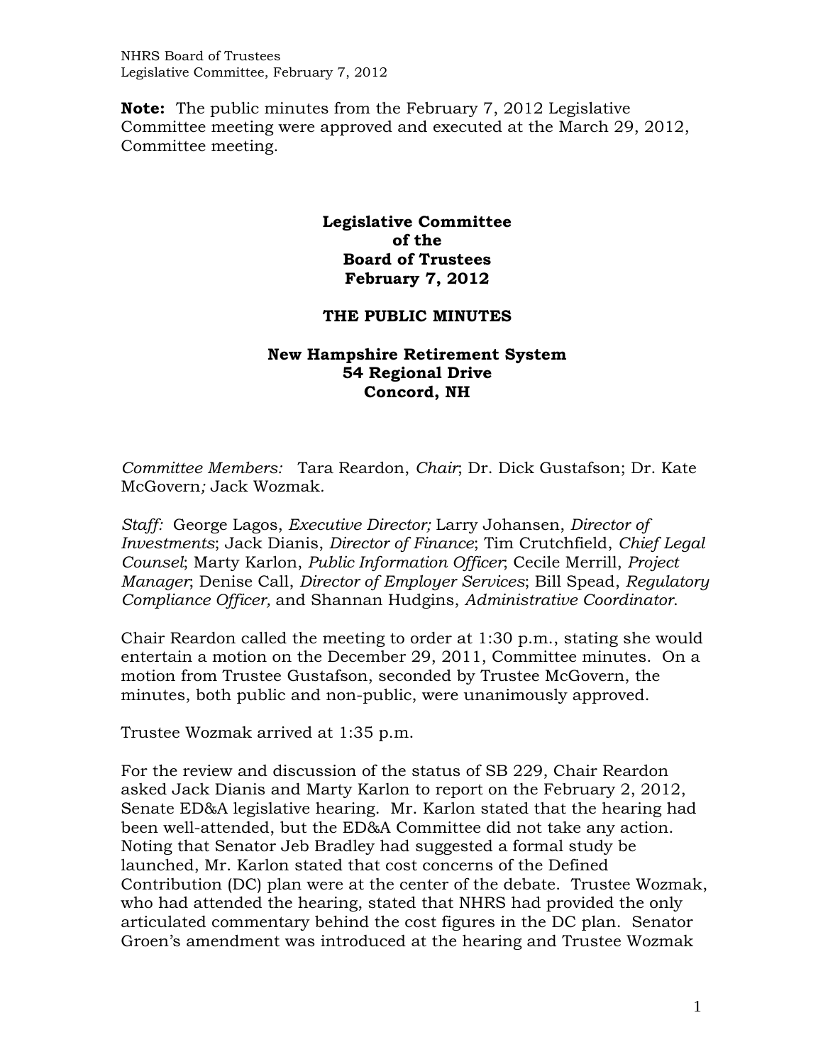**Note:** The public minutes from the February 7, 2012 Legislative Committee meeting were approved and executed at the March 29, 2012, Committee meeting.

# Legislative Committee of the Board of Trustees February 7, 2012

## THE PUBLIC MINUTES

### New Hampshire Retirement System 54 Regional Drive Concord, NH

*Committee Members:* Tara Reardon, *Chair*; Dr. Dick Gustafson; Dr. Kate McGovern*;* Jack Wozmak.

*Staff:* George Lagos, *Executive Director;* Larry Johansen, *Director of Investments*; Jack Dianis, *Director of Finance*; Tim Crutchfield, *Chief Legal Counsel*; Marty Karlon, *Public Information Officer*; Cecile Merrill, *Project Manager*; Denise Call, *Director of Employer Services*; Bill Spead, *Regulatory Compliance Officer,* and Shannan Hudgins, *Administrative Coordinator*.

Chair Reardon called the meeting to order at 1:30 p.m., stating she would entertain a motion on the December 29, 2011, Committee minutes. On a motion from Trustee Gustafson, seconded by Trustee McGovern, the minutes, both public and non-public, were unanimously approved.

Trustee Wozmak arrived at 1:35 p.m.

For the review and discussion of the status of SB 229, Chair Reardon asked Jack Dianis and Marty Karlon to report on the February 2, 2012, Senate ED&A legislative hearing. Mr. Karlon stated that the hearing had been well-attended, but the ED&A Committee did not take any action. Noting that Senator Jeb Bradley had suggested a formal study be launched, Mr. Karlon stated that cost concerns of the Defined Contribution (DC) plan were at the center of the debate. Trustee Wozmak, who had attended the hearing, stated that NHRS had provided the only articulated commentary behind the cost figures in the DC plan. Senator Groen's amendment was introduced at the hearing and Trustee Wozmak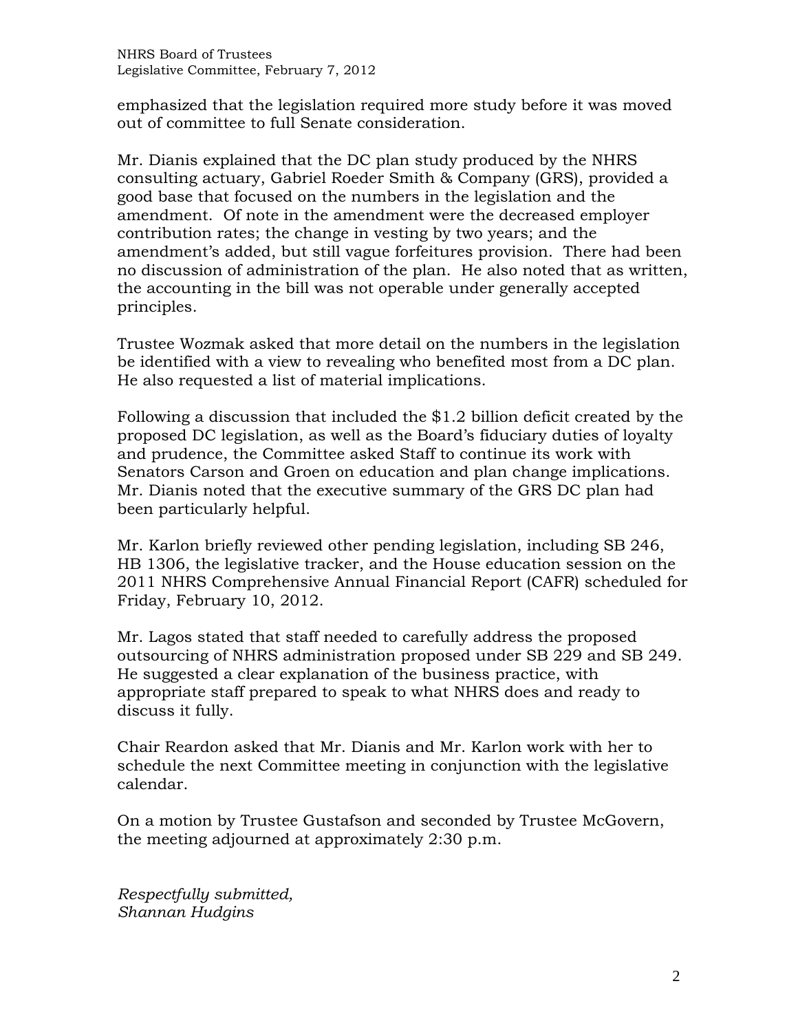emphasized that the legislation required more study before it was moved out of committee to full Senate consideration.

Mr. Dianis explained that the DC plan study produced by the NHRS consulting actuary, Gabriel Roeder Smith & Company (GRS), provided a good base that focused on the numbers in the legislation and the amendment. Of note in the amendment were the decreased employer contribution rates; the change in vesting by two years; and the amendment's added, but still vague forfeitures provision. There had been no discussion of administration of the plan. He also noted that as written, the accounting in the bill was not operable under generally accepted principles.

Trustee Wozmak asked that more detail on the numbers in the legislation be identified with a view to revealing who benefited most from a DC plan. He also requested a list of material implications.

Following a discussion that included the $1.2 billion deficit created by the proposed DC legislation, as well as the Board's fiduciary duties of loyalty and prudence, the Committee asked Staff to continue its work with Senators Carson and Groen on education and plan change implications. Mr. Dianis noted that the executive summary of the GRS DC plan had been particularly helpful.

Mr. Karlon briefly reviewed other pending legislation, including SB 246, HB 1306, the legislative tracker, and the House education session on the 2011 NHRS Comprehensive Annual Financial Report (CAFR) scheduled for Friday, February 10, 2012.

Mr. Lagos stated that staff needed to carefully address the proposed outsourcing of NHRS administration proposed under SB 229 and SB 249. He suggested a clear explanation of the business practice, with appropriate staff prepared to speak to what NHRS does and ready to discuss it fully.

Chair Reardon asked that Mr. Dianis and Mr. Karlon work with her to schedule the next Committee meeting in conjunction with the legislative calendar.

On a motion by Trustee Gustafson and seconded by Trustee McGovern, the meeting adjourned at approximately 2:30 p.m.

*Respectfully submitted,*
*Shannan Hudgins*